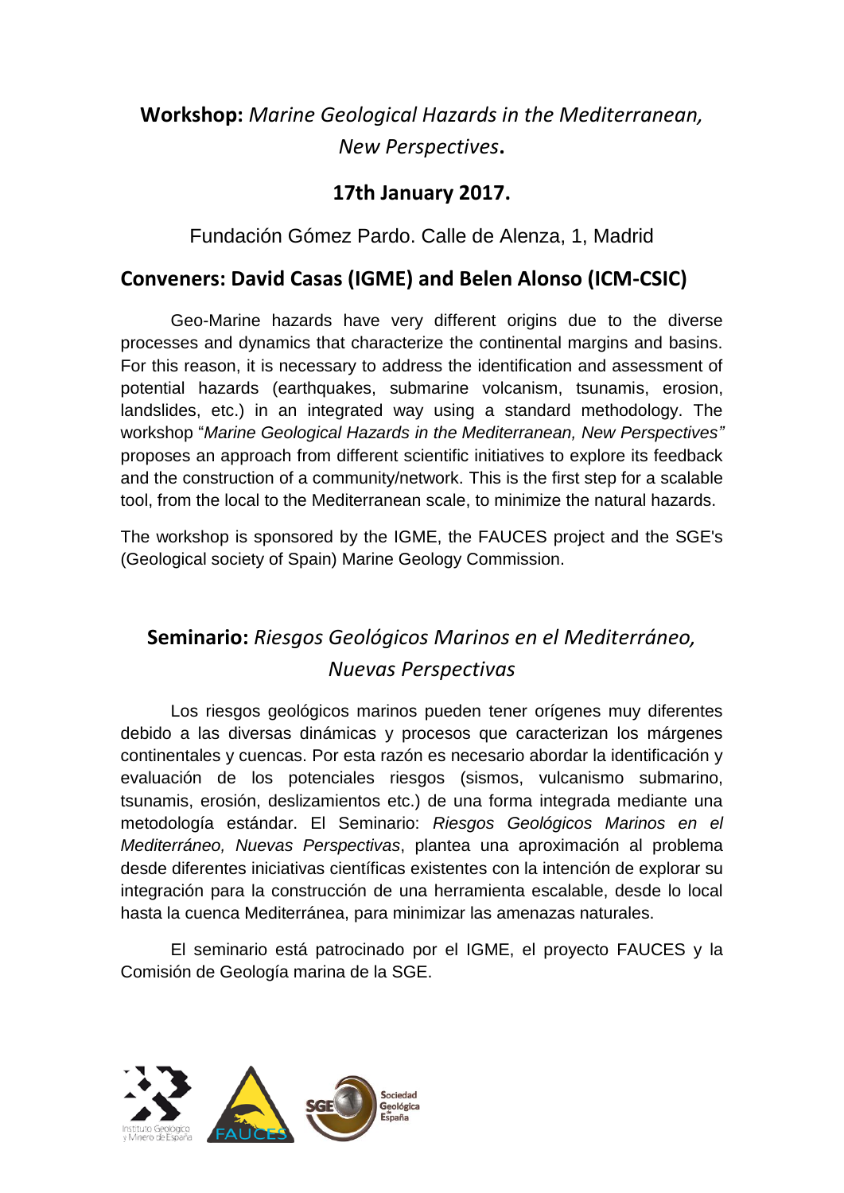## **Workshop:** *Marine Geological Hazards in the Mediterranean, New Perspectives*.

### 17th January 2017.

Fundación Gómez Pardo. Calle de Alenza, 1, Madrid

### Conveners: David Casas (IGME) and Belen Alonso (ICM-CSIC)

Geo-Marine hazards have very different origins due to the diverse processes and dynamics that characterize the continental margins and basins. For this reason, it is necessary to address the identification and assessment of potential hazards (earthquakes, submarine volcanism, tsunamis, erosion, landslides, etc.) in an integrated way using a standard methodology. The workshop "*Marine Geological Hazards in the Mediterranean, New Perspectives"* proposes an approach from different scientific initiatives to explore its feedback and the construction of a community/network. This is the first step for a scalable tool, from the local to the Mediterranean scale, to minimize the natural hazards.

The workshop is sponsored by the IGME, the FAUCES project and the SGE's (Geological society of Spain) Marine Geology Commission.

## **Seminario:** *Riesgos Geológicos Marinos en el Mediterráneo, Nuevas Perspectivas*

Los riesgos geológicos marinos pueden tener orígenes muy diferentes debido a las diversas dinámicas y procesos que caracterizan los márgenes continentales y cuencas. Por esta razón es necesario abordar la identificación y evaluación de los potenciales riesgos (sismos, vulcanismo submarino, tsunamis, erosión, deslizamientos etc.) de una forma integrada mediante una metodología estándar. El Seminario: *Riesgos Geológicos Marinos en el Mediterráneo, Nuevas Perspectivas*, plantea una aproximación al problema desde diferentes iniciativas científicas existentes con la intención de explorar su integración para la construcción de una herramienta escalable, desde lo local hasta la cuenca Mediterránea, para minimizar las amenazas naturales.

El seminario está patrocinado por el IGME, el proyecto FAUCES y la Comisión de Geología marina de la SGE.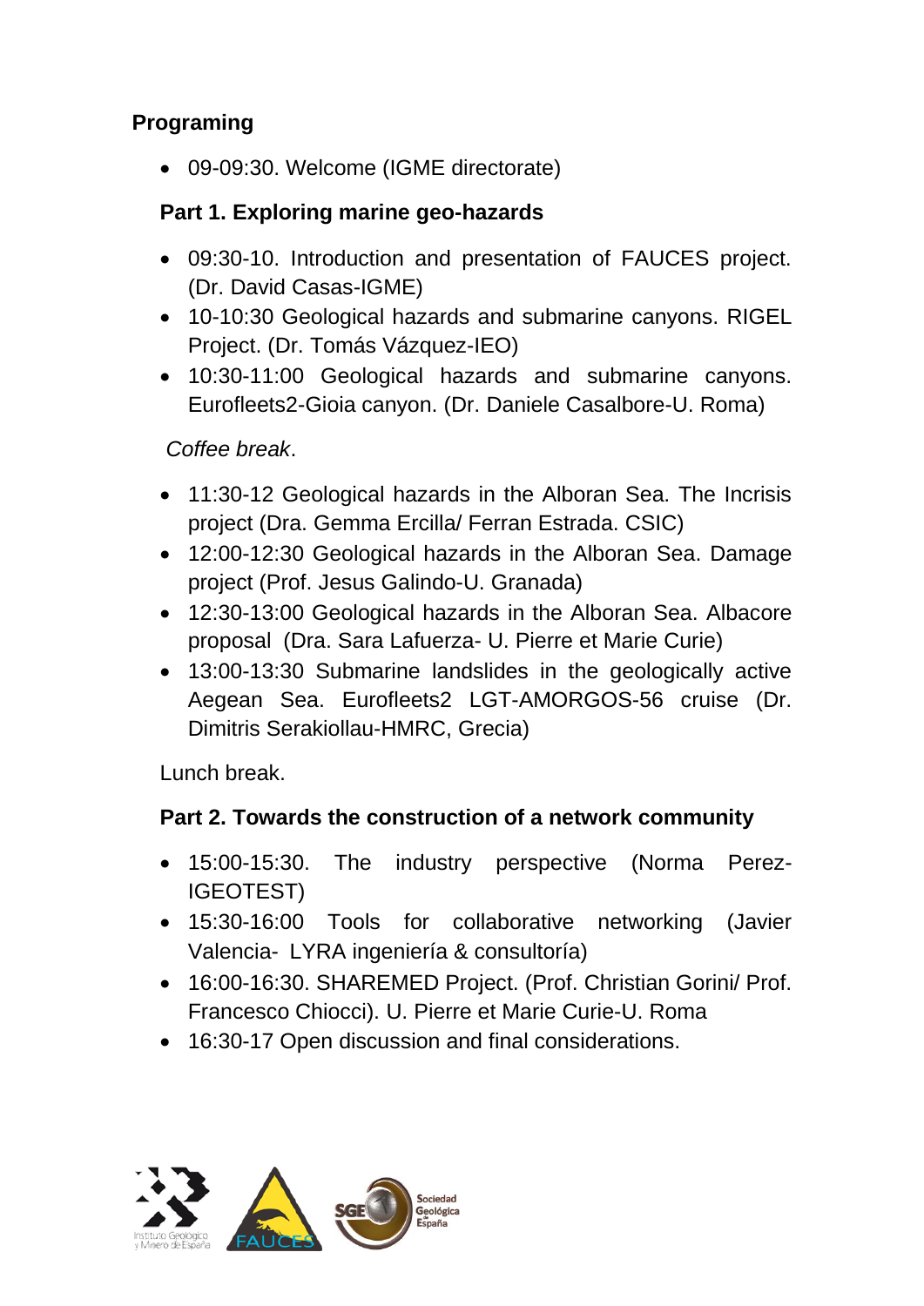## Programing

- 09-09:30. Welcome (IGME directorate)

### Part 1. Exploring marine geo-hazards

- 09:30-10. Introduction and presentation of FAUCES project. (Dr. David Casas-IGME)
- 10-10:30 Geological hazards and submarine canyons. RIGEL Project. (Dr. Tomás Vázquez-IEO)
- 10:30-11:00 Geological hazards and submarine canyons. Eurofleets2-Gioia canyon. (Dr. Daniele Casalbore-U. Roma)

*Coffee break*.

- 11:30-12 Geological hazards in the Alboran Sea. The Incrisis project (Dra. Gemma Ercilla/ Ferran Estrada. CSIC)
- 12:00-12:30 Geological hazards in the Alboran Sea. Damage project (Prof. Jesus Galindo-U. Granada)
- 12:30-13:00 Geological hazards in the Alboran Sea. Albacore proposal (Dra. Sara Lafuerza- U. Pierre et Marie Curie)
- 13:00-13:30 Submarine landslides in the geologically active Aegean Sea. Eurofleets2 LGT-AMORGOS-56 cruise (Dr. Dimitris Serakiollau-HMRC, Grecia)

Lunch break.

### Part 2. Towards the construction of a network community

- 15:00-15:30. The industry perspective (Norma Perez-IGEOTEST)
- 15:30-16:00 Tools for collaborative networking (Javier Valencia- LYRA ingeniería & consultoría)
- 16:00-16:30. SHAREMED Project. (Prof. Christian Gorini/ Prof. Francesco Chiocci). U. Pierre et Marie Curie-U. Roma
- 16:30-17 Open discussion and final considerations.

Instituto Geológico y Minero de España

FAUCES

SGE Sociedad Geológica de España